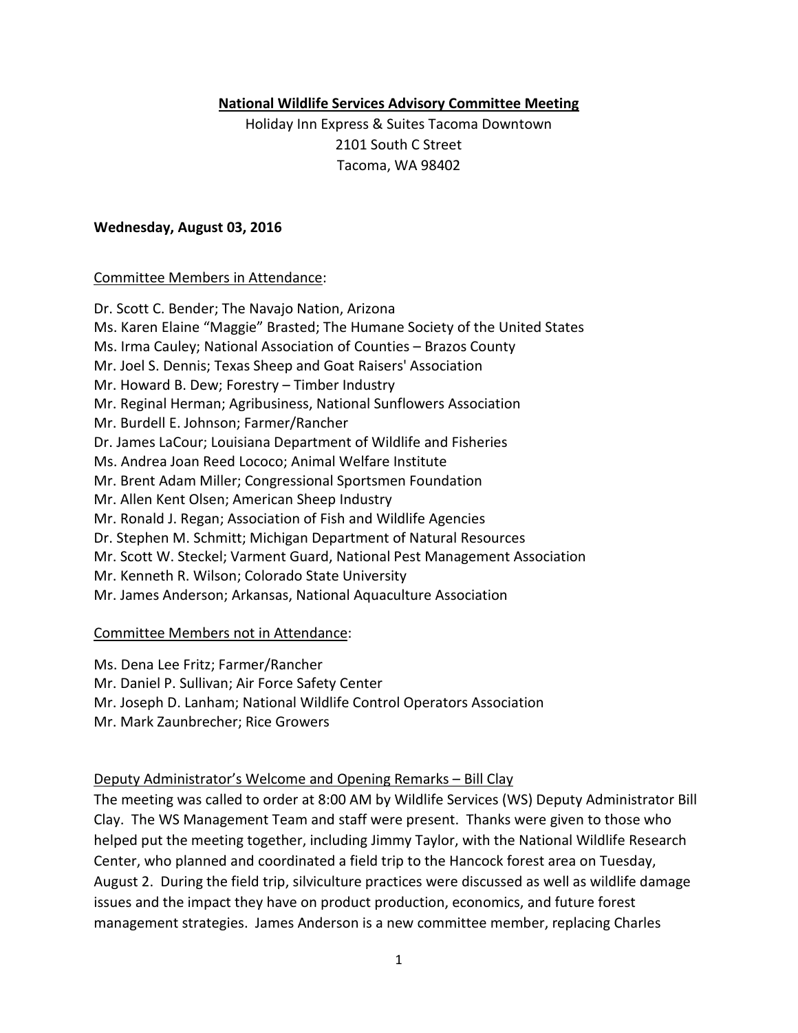# National Wildlife Services Advisory Committee Meeting

Holiday Inn Express & Suites Tacoma Downtown
2101 South C Street
Tacoma, WA 98402

**Wednesday, August 03, 2016**

Committee Members in Attendance:

Dr. Scott C. Bender; The Navajo Nation, Arizona
Ms. Karen Elaine "Maggie" Brasted; The Humane Society of the United States
Ms. Irma Cauley; National Association of Counties – Brazos County
Mr. Joel S. Dennis; Texas Sheep and Goat Raisers' Association
Mr. Howard B. Dew; Forestry – Timber Industry
Mr. Reginal Herman; Agribusiness, National Sunflowers Association
Mr. Burdell E. Johnson; Farmer/Rancher
Dr. James LaCour; Louisiana Department of Wildlife and Fisheries
Ms. Andrea Joan Reed Lococo; Animal Welfare Institute
Mr. Brent Adam Miller; Congressional Sportsmen Foundation
Mr. Allen Kent Olsen; American Sheep Industry
Mr. Ronald J. Regan; Association of Fish and Wildlife Agencies
Dr. Stephen M. Schmitt; Michigan Department of Natural Resources
Mr. Scott W. Steckel; Varment Guard, National Pest Management Association
Mr. Kenneth R. Wilson; Colorado State University
Mr. James Anderson; Arkansas, National Aquaculture Association

Committee Members not in Attendance:

Ms. Dena Lee Fritz; Farmer/Rancher
Mr. Daniel P. Sullivan; Air Force Safety Center
Mr. Joseph D. Lanham; National Wildlife Control Operators Association
Mr. Mark Zaunbrecher; Rice Growers

Deputy Administrator's Welcome and Opening Remarks – Bill Clay

The meeting was called to order at 8:00 AM by Wildlife Services (WS) Deputy Administrator Bill Clay. The WS Management Team and staff were present. Thanks were given to those who helped put the meeting together, including Jimmy Taylor, with the National Wildlife Research Center, who planned and coordinated a field trip to the Hancock forest area on Tuesday, August 2. During the field trip, silviculture practices were discussed as well as wildlife damage issues and the impact they have on product production, economics, and future forest management strategies. James Anderson is a new committee member, replacing Charles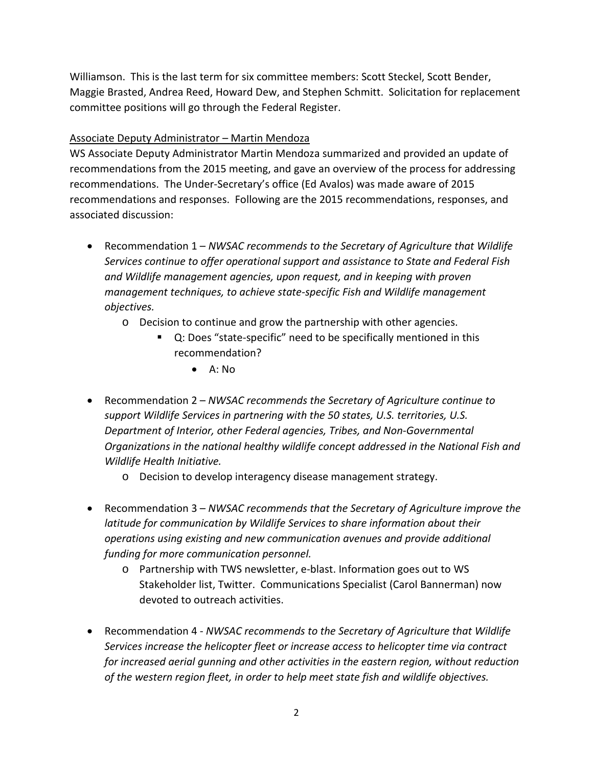Williamson. This is the last term for six committee members: Scott Steckel, Scott Bender, Maggie Brasted, Andrea Reed, Howard Dew, and Stephen Schmitt. Solicitation for replacement committee positions will go through the Federal Register.

<u>Associate Deputy Administrator – Martin Mendoza</u>

WS Associate Deputy Administrator Martin Mendoza summarized and provided an update of recommendations from the 2015 meeting, and gave an overview of the process for addressing recommendations. The Under-Secretary's office (Ed Avalos) was made aware of 2015 recommendations and responses. Following are the 2015 recommendations, responses, and associated discussion:

- Recommendation 1 – *NWSAC recommends to the Secretary of Agriculture that Wildlife Services continue to offer operational support and assistance to State and Federal Fish and Wildlife management agencies, upon request, and in keeping with proven management techniques, to achieve state-specific Fish and Wildlife management objectives.*
    - Decision to continue and grow the partnership with other agencies.
        - Q: Does "state-specific" need to be specifically mentioned in this recommendation?
            - A: No

- Recommendation 2 – *NWSAC recommends the Secretary of Agriculture continue to support Wildlife Services in partnering with the 50 states, U.S. territories, U.S. Department of Interior, other Federal agencies, Tribes, and Non-Governmental Organizations in the national healthy wildlife concept addressed in the National Fish and Wildlife Health Initiative.*
    - Decision to develop interagency disease management strategy.

- Recommendation 3 – *NWSAC recommends that the Secretary of Agriculture improve the latitude for communication by Wildlife Services to share information about their operations using existing and new communication avenues and provide additional funding for more communication personnel.*
    - Partnership with TWS newsletter, e-blast. Information goes out to WS Stakeholder list, Twitter. Communications Specialist (Carol Bannerman) now devoted to outreach activities.

- Recommendation 4 - *NWSAC recommends to the Secretary of Agriculture that Wildlife Services increase the helicopter fleet or increase access to helicopter time via contract for increased aerial gunning and other activities in the eastern region, without reduction of the western region fleet, in order to help meet state fish and wildlife objectives.*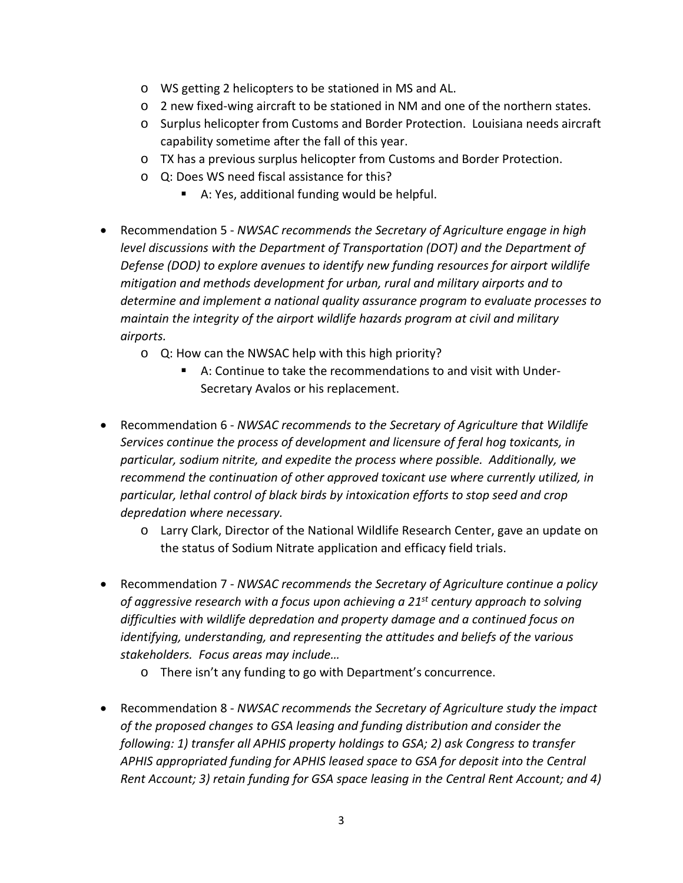- WS getting 2 helicopters to be stationed in MS and AL.
  - 2 new fixed-wing aircraft to be stationed in NM and one of the northern states.
  - Surplus helicopter from Customs and Border Protection. Louisiana needs aircraft capability sometime after the fall of this year.
  - TX has a previous surplus helicopter from Customs and Border Protection.
  - Q: Does WS need fiscal assistance for this?
    - A: Yes, additional funding would be helpful.

- Recommendation 5 - *NWSAC recommends the Secretary of Agriculture engage in high level discussions with the Department of Transportation (DOT) and the Department of Defense (DOD) to explore avenues to identify new funding resources for airport wildlife mitigation and methods development for urban, rural and military airports and to determine and implement a national quality assurance program to evaluate processes to maintain the integrity of the airport wildlife hazards program at civil and military airports.*
  - Q: How can the NWSAC help with this high priority?
    - A: Continue to take the recommendations to and visit with Under-Secretary Avalos or his replacement.

- Recommendation 6 - *NWSAC recommends to the Secretary of Agriculture that Wildlife Services continue the process of development and licensure of feral hog toxicants, in particular, sodium nitrite, and expedite the process where possible. Additionally, we recommend the continuation of other approved toxicant use where currently utilized, in particular, lethal control of black birds by intoxication efforts to stop seed and crop depredation where necessary.*
  - Larry Clark, Director of the National Wildlife Research Center, gave an update on the status of Sodium Nitrate application and efficacy field trials.

- Recommendation 7 - *NWSAC recommends the Secretary of Agriculture continue a policy of aggressive research with a focus upon achieving a 21st century approach to solving difficulties with wildlife depredation and property damage and a continued focus on identifying, understanding, and representing the attitudes and beliefs of the various stakeholders. Focus areas may include…*
  - There isn't any funding to go with Department's concurrence.

- Recommendation 8 - *NWSAC recommends the Secretary of Agriculture study the impact of the proposed changes to GSA leasing and funding distribution and consider the following: 1) transfer all APHIS property holdings to GSA; 2) ask Congress to transfer APHIS appropriated funding for APHIS leased space to GSA for deposit into the Central Rent Account; 3) retain funding for GSA space leasing in the Central Rent Account; and 4)*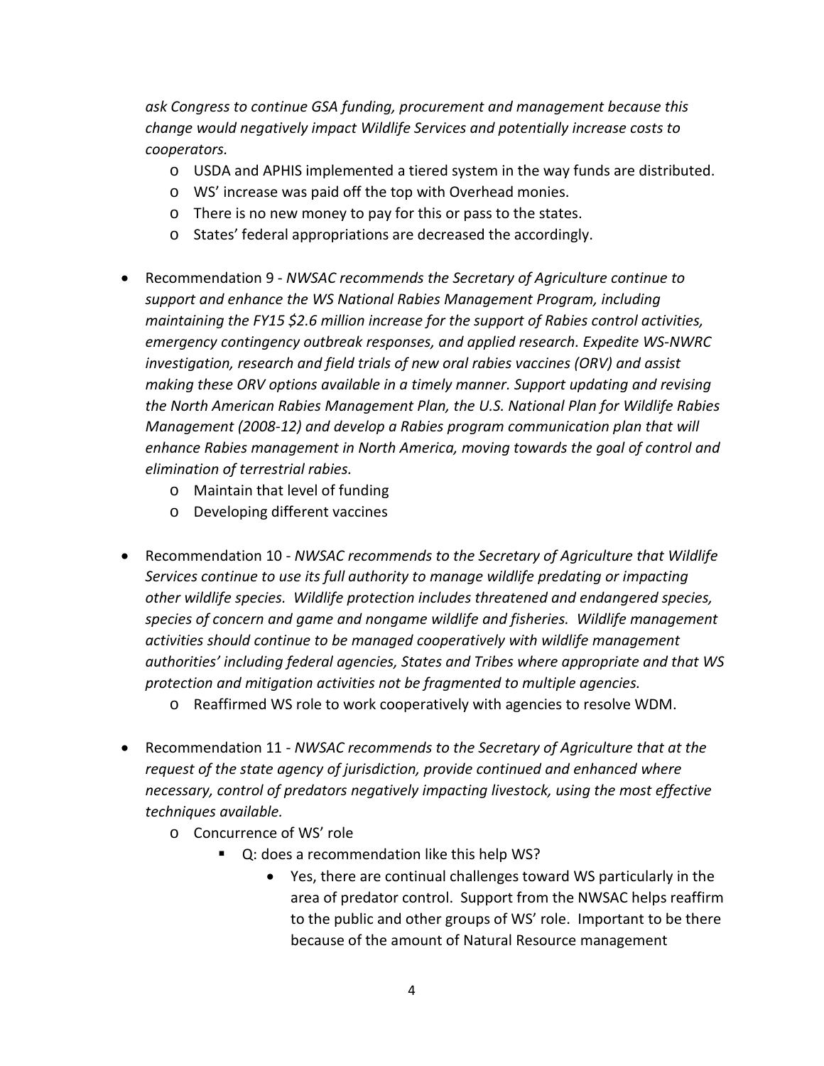*ask Congress to continue GSA funding, procurement and management because this change would negatively impact Wildlife Services and potentially increase costs to cooperators.*

  - USDA and APHIS implemented a tiered system in the way funds are distributed.
  - WS' increase was paid off the top with Overhead monies.
  - There is no new money to pay for this or pass to the states.
  - States' federal appropriations are decreased the accordingly.

- Recommendation 9 - *NWSAC recommends the Secretary of Agriculture continue to support and enhance the WS National Rabies Management Program, including maintaining the FY15 $2.6 million increase for the support of Rabies control activities, emergency contingency outbreak responses, and applied research. Expedite WS-NWRC investigation, research and field trials of new oral rabies vaccines (ORV) and assist making these ORV options available in a timely manner. Support updating and revising the North American Rabies Management Plan, the U.S. National Plan for Wildlife Rabies Management (2008-12) and develop a Rabies program communication plan that will enhance Rabies management in North America, moving towards the goal of control and elimination of terrestrial rabies.*
  - Maintain that level of funding
  - Developing different vaccines

- Recommendation 10 - *NWSAC recommends to the Secretary of Agriculture that Wildlife Services continue to use its full authority to manage wildlife predating or impacting other wildlife species. Wildlife protection includes threatened and endangered species, species of concern and game and nongame wildlife and fisheries. Wildlife management activities should continue to be managed cooperatively with wildlife management authorities' including federal agencies, States and Tribes where appropriate and that WS protection and mitigation activities not be fragmented to multiple agencies.*
  - Reaffirmed WS role to work cooperatively with agencies to resolve WDM.

- Recommendation 11 - *NWSAC recommends to the Secretary of Agriculture that at the request of the state agency of jurisdiction, provide continued and enhanced where necessary, control of predators negatively impacting livestock, using the most effective techniques available.*
  - Concurrence of WS' role
    - Q: does a recommendation like this help WS?
      - Yes, there are continual challenges toward WS particularly in the area of predator control. Support from the NWSAC helps reaffirm to the public and other groups of WS' role. Important to be there because of the amount of Natural Resource management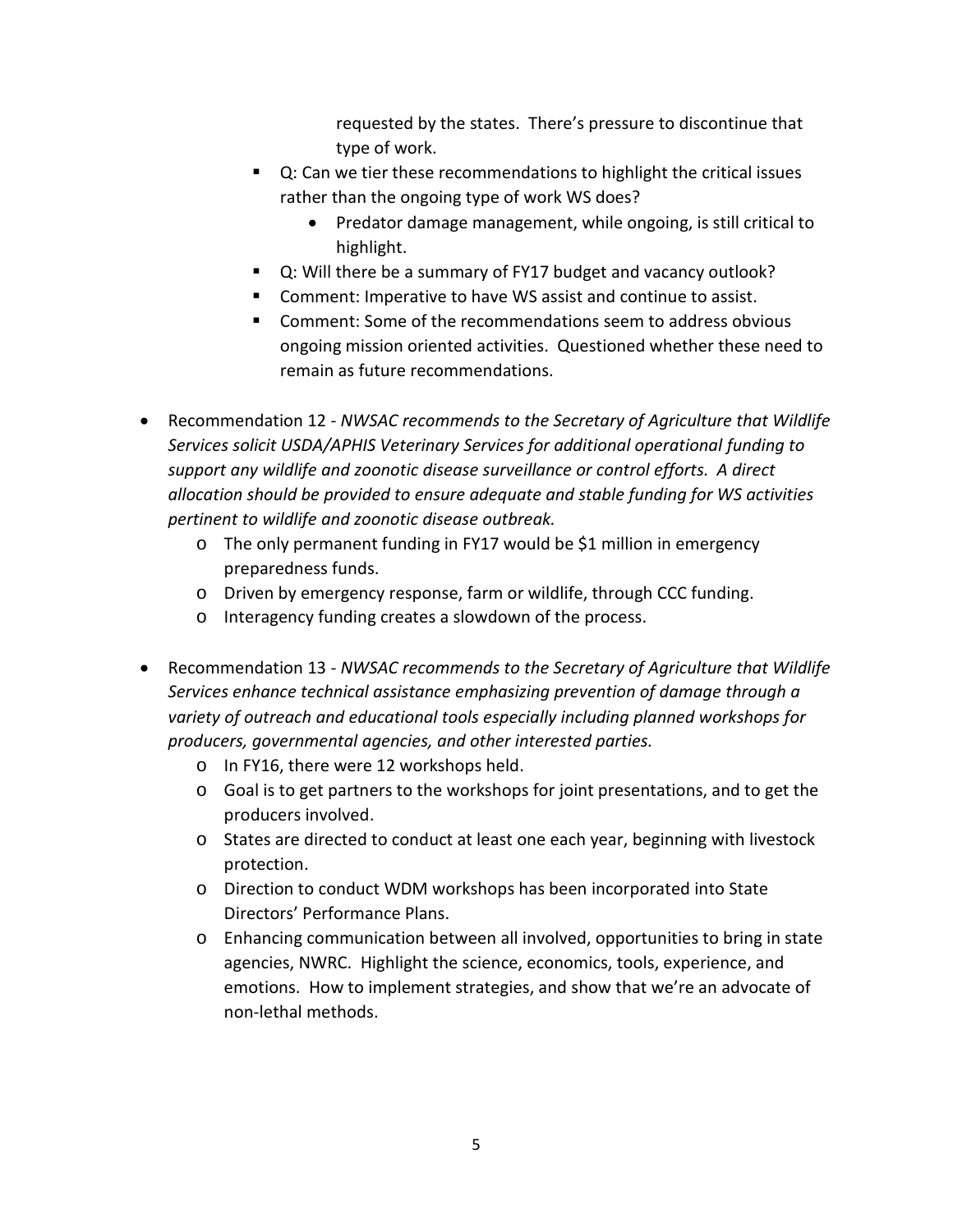requested by the states. There's pressure to discontinue that type of work.

        - Q: Can we tier these recommendations to highlight the critical issues rather than the ongoing type of work WS does?
            - Predator damage management, while ongoing, is still critical to highlight.
        - Q: Will there be a summary of FY17 budget and vacancy outlook?
        - Comment: Imperative to have WS assist and continue to assist.
        - Comment: Some of the recommendations seem to address obvious ongoing mission oriented activities. Questioned whether these need to remain as future recommendations.

- Recommendation 12 - *NWSAC recommends to the Secretary of Agriculture that Wildlife Services solicit USDA/APHIS Veterinary Services for additional operational funding to support any wildlife and zoonotic disease surveillance or control efforts. A direct allocation should be provided to ensure adequate and stable funding for WS activities pertinent to wildlife and zoonotic disease outbreak.*
    - The only permanent funding in FY17 would be $1 million in emergency preparedness funds.
    - Driven by emergency response, farm or wildlife, through CCC funding.
    - Interagency funding creates a slowdown of the process.

- Recommendation 13 - *NWSAC recommends to the Secretary of Agriculture that Wildlife Services enhance technical assistance emphasizing prevention of damage through a variety of outreach and educational tools especially including planned workshops for producers, governmental agencies, and other interested parties.*
    - In FY16, there were 12 workshops held.
    - Goal is to get partners to the workshops for joint presentations, and to get the producers involved.
    - States are directed to conduct at least one each year, beginning with livestock protection.
    - Direction to conduct WDM workshops has been incorporated into State Directors' Performance Plans.
    - Enhancing communication between all involved, opportunities to bring in state agencies, NWRC. Highlight the science, economics, tools, experience, and emotions. How to implement strategies, and show that we're an advocate of non-lethal methods.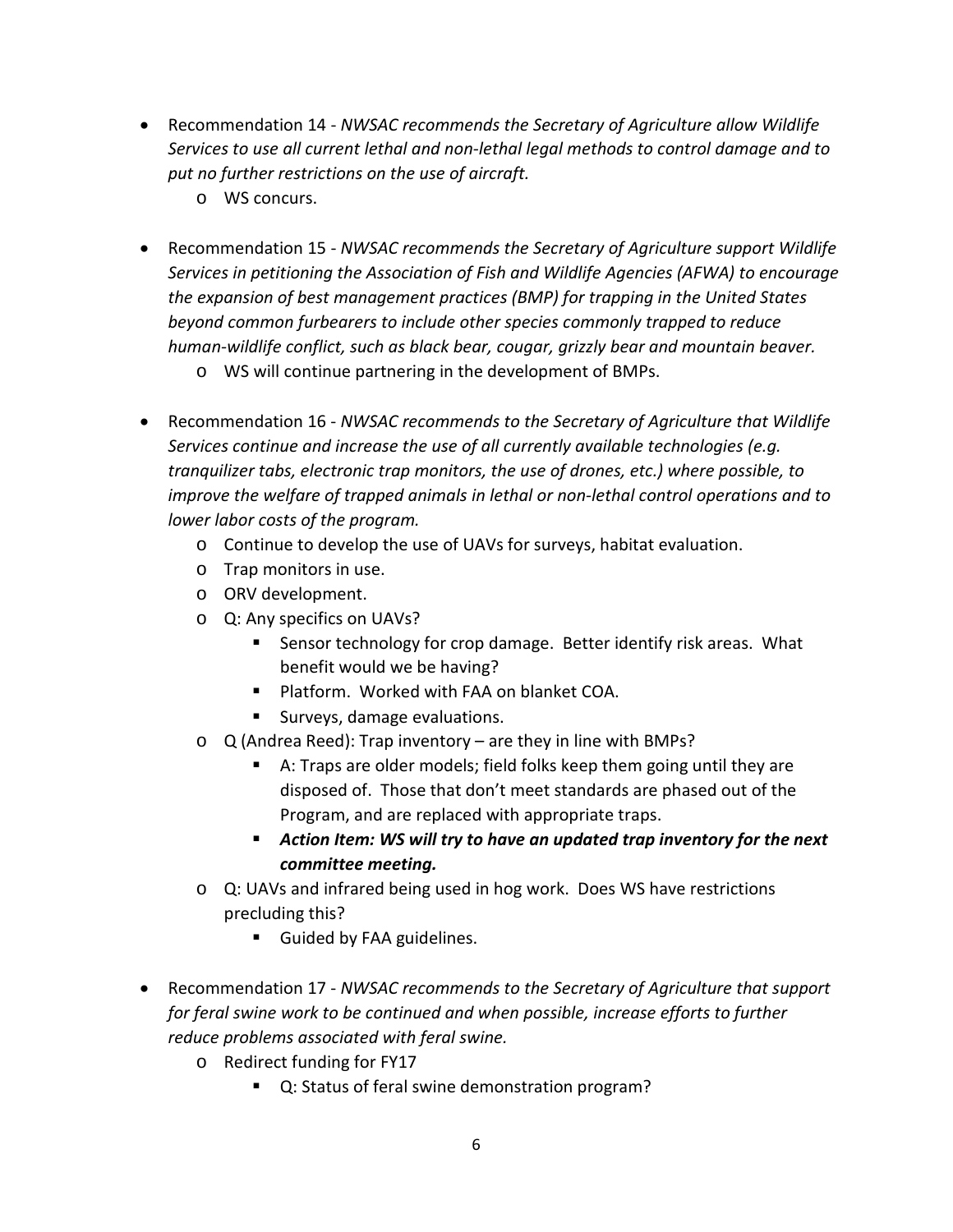- Recommendation 14 - *NWSAC recommends the Secretary of Agriculture allow Wildlife Services to use all current lethal and non-lethal legal methods to control damage and to put no further restrictions on the use of aircraft.*
  - WS concurs.

- Recommendation 15 - *NWSAC recommends the Secretary of Agriculture support Wildlife Services in petitioning the Association of Fish and Wildlife Agencies (AFWA) to encourage the expansion of best management practices (BMP) for trapping in the United States beyond common furbearers to include other species commonly trapped to reduce human-wildlife conflict, such as black bear, cougar, grizzly bear and mountain beaver.*
  - WS will continue partnering in the development of BMPs.

- Recommendation 16 - *NWSAC recommends to the Secretary of Agriculture that Wildlife Services continue and increase the use of all currently available technologies (e.g. tranquilizer tabs, electronic trap monitors, the use of drones, etc.) where possible, to improve the welfare of trapped animals in lethal or non-lethal control operations and to lower labor costs of the program.*
  - Continue to develop the use of UAVs for surveys, habitat evaluation.
  - Trap monitors in use.
  - ORV development.
  - Q: Any specifics on UAVs?
    - Sensor technology for crop damage. Better identify risk areas. What benefit would we be having?
    - Platform. Worked with FAA on blanket COA.
    - Surveys, damage evaluations.
  - Q (Andrea Reed): Trap inventory – are they in line with BMPs?
    - A: Traps are older models; field folks keep them going until they are disposed of. Those that don't meet standards are phased out of the Program, and are replaced with appropriate traps.
    - ***Action Item: WS will try to have an updated trap inventory for the next committee meeting.***
  - Q: UAVs and infrared being used in hog work. Does WS have restrictions precluding this?
    - Guided by FAA guidelines.

- Recommendation 17 - *NWSAC recommends to the Secretary of Agriculture that support for feral swine work to be continued and when possible, increase efforts to further reduce problems associated with feral swine.*
  - Redirect funding for FY17
    - Q: Status of feral swine demonstration program?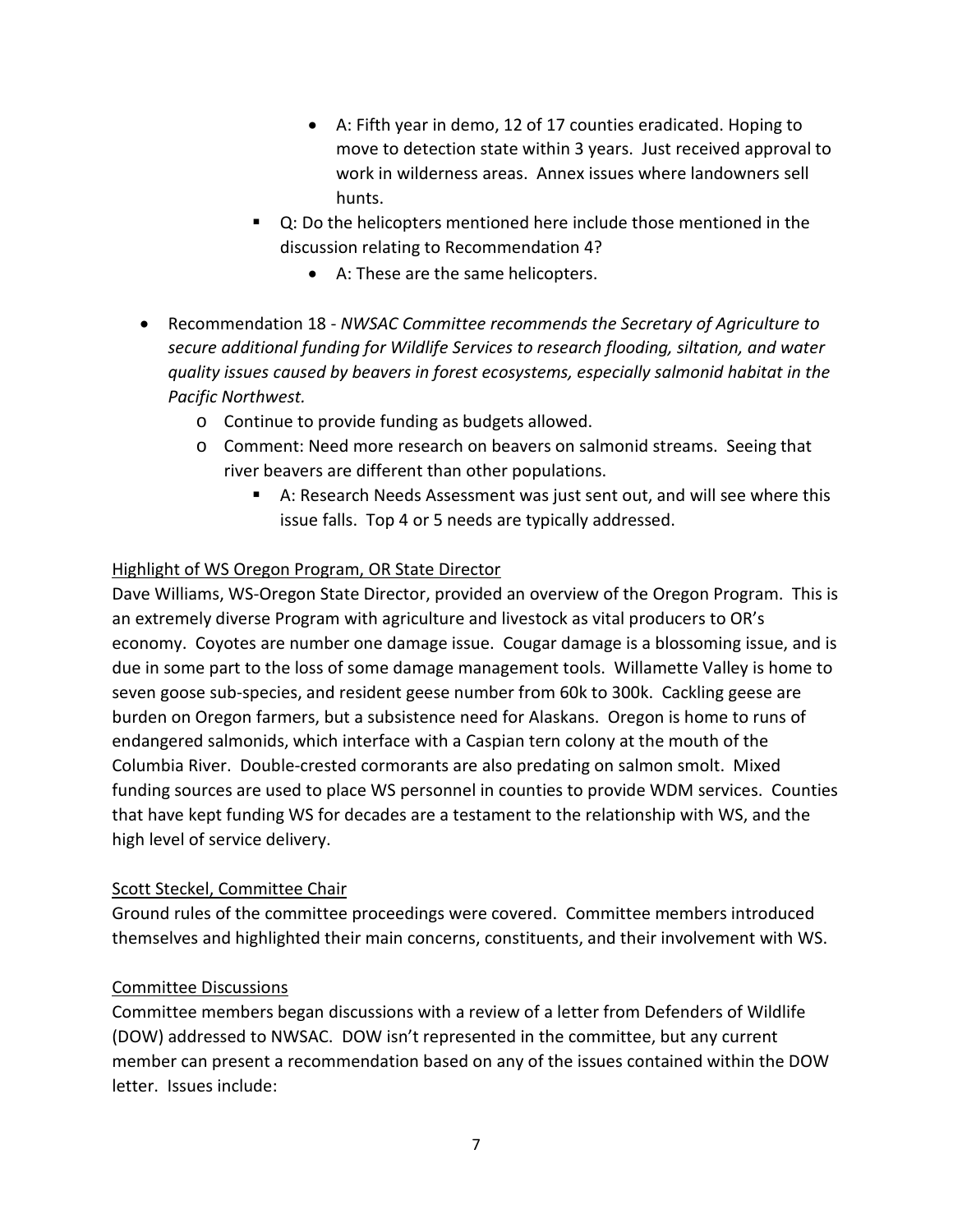- A: Fifth year in demo, 12 of 17 counties eradicated. Hoping to move to detection state within 3 years. Just received approval to work in wilderness areas. Annex issues where landowners sell hunts.
    - Q: Do the helicopters mentioned here include those mentioned in the discussion relating to Recommendation 4?
        - A: These are the same helicopters.

- Recommendation 18 - *NWSAC Committee recommends the Secretary of Agriculture to secure additional funding for Wildlife Services to research flooding, siltation, and water quality issues caused by beavers in forest ecosystems, especially salmonid habitat in the Pacific Northwest.*
    - Continue to provide funding as budgets allowed.
    - Comment: Need more research on beavers on salmonid streams. Seeing that river beavers are different than other populations.
        - A: Research Needs Assessment was just sent out, and will see where this issue falls. Top 4 or 5 needs are typically addressed.

<u>Highlight of WS Oregon Program, OR State Director</u>

Dave Williams, WS-Oregon State Director, provided an overview of the Oregon Program. This is an extremely diverse Program with agriculture and livestock as vital producers to OR's economy. Coyotes are number one damage issue. Cougar damage is a blossoming issue, and is due in some part to the loss of some damage management tools. Willamette Valley is home to seven goose sub-species, and resident geese number from 60k to 300k. Cackling geese are burden on Oregon farmers, but a subsistence need for Alaskans. Oregon is home to runs of endangered salmonids, which interface with a Caspian tern colony at the mouth of the Columbia River. Double-crested cormorants are also predating on salmon smolt. Mixed funding sources are used to place WS personnel in counties to provide WDM services. Counties that have kept funding WS for decades are a testament to the relationship with WS, and the high level of service delivery.

<u>Scott Steckel, Committee Chair</u>

Ground rules of the committee proceedings were covered. Committee members introduced themselves and highlighted their main concerns, constituents, and their involvement with WS.

<u>Committee Discussions</u>

Committee members began discussions with a review of a letter from Defenders of Wildlife (DOW) addressed to NWSAC. DOW isn't represented in the committee, but any current member can present a recommendation based on any of the issues contained within the DOW letter. Issues include: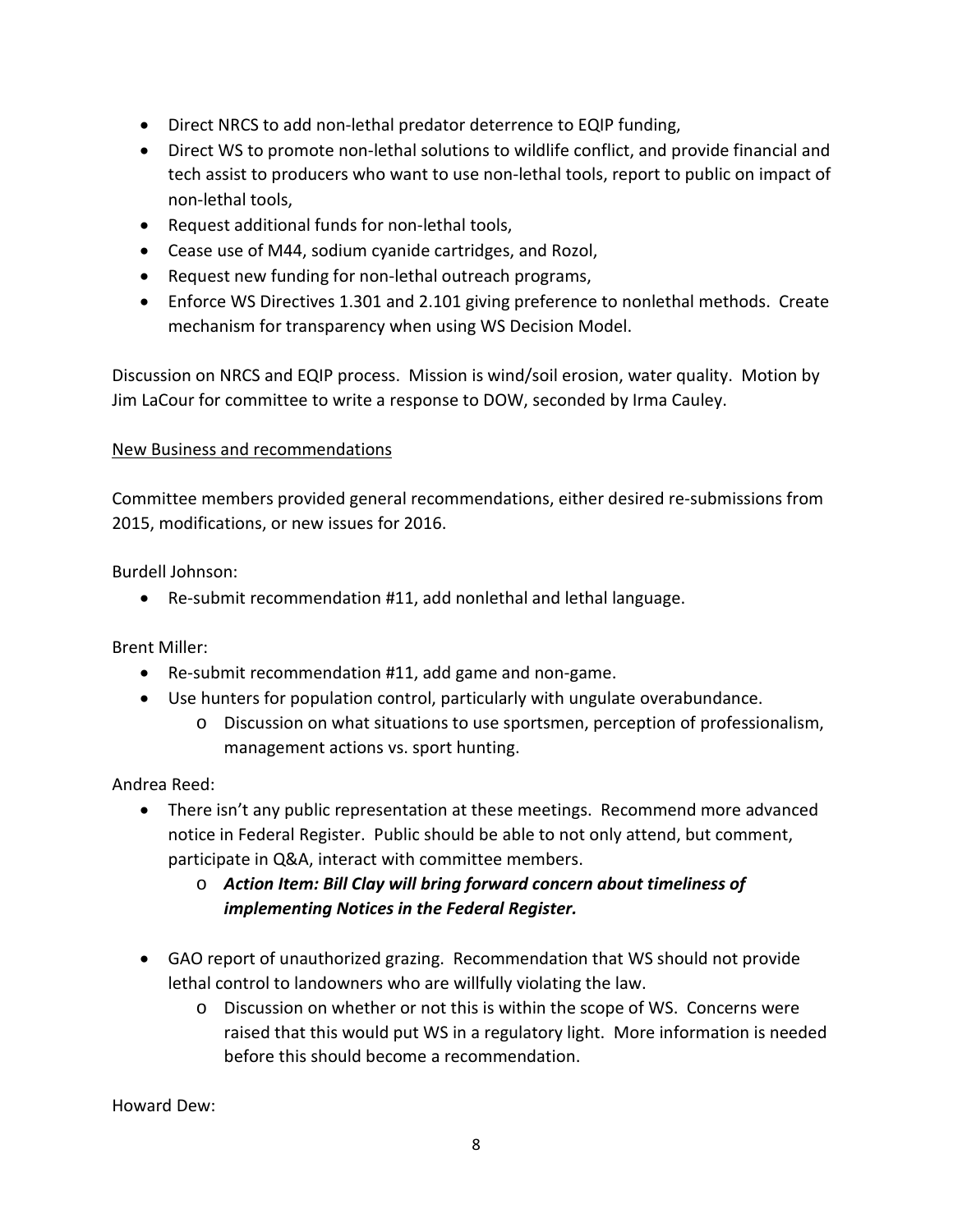- Direct NRCS to add non-lethal predator deterrence to EQIP funding,
- Direct WS to promote non-lethal solutions to wildlife conflict, and provide financial and tech assist to producers who want to use non-lethal tools, report to public on impact of non-lethal tools,
- Request additional funds for non-lethal tools,
- Cease use of M44, sodium cyanide cartridges, and Rozol,
- Request new funding for non-lethal outreach programs,
- Enforce WS Directives 1.301 and 2.101 giving preference to nonlethal methods. Create mechanism for transparency when using WS Decision Model.

Discussion on NRCS and EQIP process. Mission is wind/soil erosion, water quality. Motion by Jim LaCour for committee to write a response to DOW, seconded by Irma Cauley.

<u>New Business and recommendations</u>

Committee members provided general recommendations, either desired re-submissions from 2015, modifications, or new issues for 2016.

Burdell Johnson:

- Re-submit recommendation #11, add nonlethal and lethal language.

Brent Miller:

- Re-submit recommendation #11, add game and non-game.
- Use hunters for population control, particularly with ungulate overabundance.
  - Discussion on what situations to use sportsmen, perception of professionalism, management actions vs. sport hunting.

Andrea Reed:

- There isn't any public representation at these meetings. Recommend more advanced notice in Federal Register. Public should be able to not only attend, but comment, participate in Q&A, interact with committee members.
  - ***Action Item: Bill Clay will bring forward concern about timeliness of implementing Notices in the Federal Register.***
- GAO report of unauthorized grazing. Recommendation that WS should not provide lethal control to landowners who are willfully violating the law.
  - Discussion on whether or not this is within the scope of WS. Concerns were raised that this would put WS in a regulatory light. More information is needed before this should become a recommendation.

Howard Dew: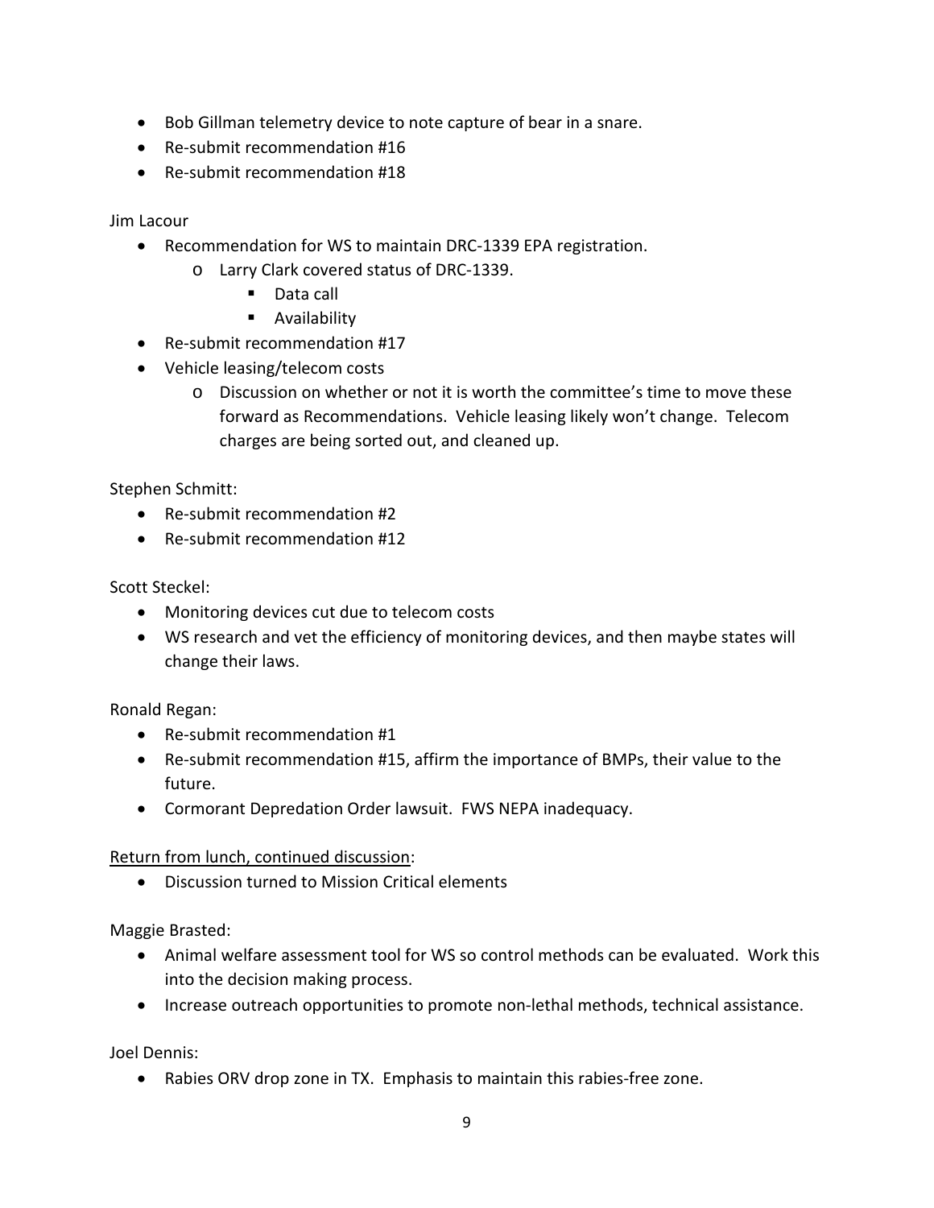- Bob Gillman telemetry device to note capture of bear in a snare.
- Re-submit recommendation #16
- Re-submit recommendation #18

Jim Lacour

- Recommendation for WS to maintain DRC-1339 EPA registration.
    - Larry Clark covered status of DRC-1339.
        - Data call
        - Availability
- Re-submit recommendation #17
- Vehicle leasing/telecom costs
    - Discussion on whether or not it is worth the committee's time to move these forward as Recommendations. Vehicle leasing likely won't change. Telecom charges are being sorted out, and cleaned up.

Stephen Schmitt:

- Re-submit recommendation #2
- Re-submit recommendation #12

Scott Steckel:

- Monitoring devices cut due to telecom costs
- WS research and vet the efficiency of monitoring devices, and then maybe states will change their laws.

Ronald Regan:

- Re-submit recommendation #1
- Re-submit recommendation #15, affirm the importance of BMPs, their value to the future.
- Cormorant Depredation Order lawsuit. FWS NEPA inadequacy.

<u>Return from lunch, continued discussion</u>:

- Discussion turned to Mission Critical elements

Maggie Brasted:

- Animal welfare assessment tool for WS so control methods can be evaluated. Work this into the decision making process.
- Increase outreach opportunities to promote non-lethal methods, technical assistance.

Joel Dennis:

- Rabies ORV drop zone in TX. Emphasis to maintain this rabies-free zone.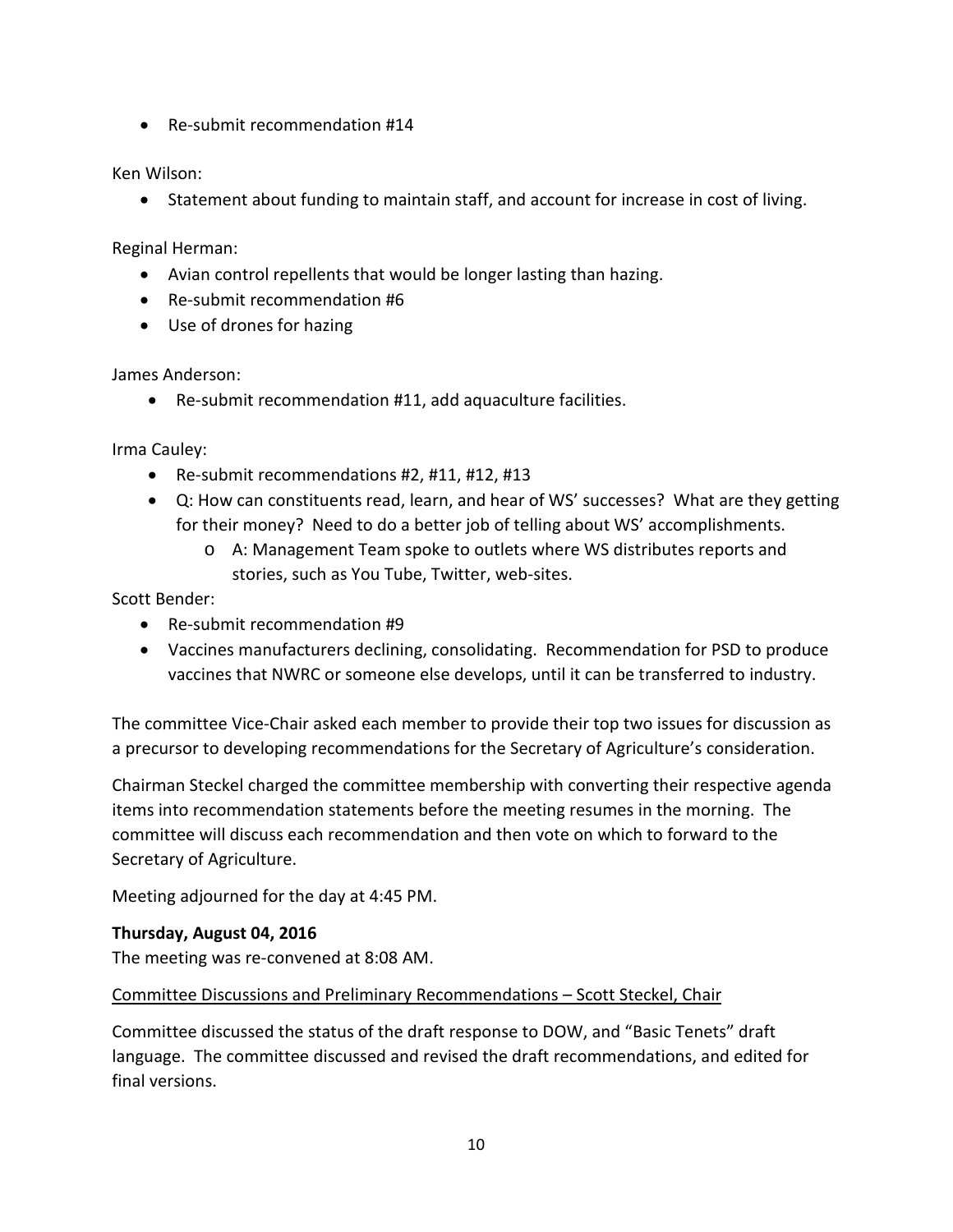- Re-submit recommendation #14

Ken Wilson:

- Statement about funding to maintain staff, and account for increase in cost of living.

Reginal Herman:

- Avian control repellents that would be longer lasting than hazing.
- Re-submit recommendation #6
- Use of drones for hazing

James Anderson:

- Re-submit recommendation #11, add aquaculture facilities.

Irma Cauley:

- Re-submit recommendations #2, #11, #12, #13
- Q: How can constituents read, learn, and hear of WS' successes? What are they getting for their money? Need to do a better job of telling about WS' accomplishments.
  - A: Management Team spoke to outlets where WS distributes reports and stories, such as You Tube, Twitter, web-sites.

Scott Bender:

- Re-submit recommendation #9
- Vaccines manufacturers declining, consolidating. Recommendation for PSD to produce vaccines that NWRC or someone else develops, until it can be transferred to industry.

The committee Vice-Chair asked each member to provide their top two issues for discussion as a precursor to developing recommendations for the Secretary of Agriculture's consideration.

Chairman Steckel charged the committee membership with converting their respective agenda items into recommendation statements before the meeting resumes in the morning. The committee will discuss each recommendation and then vote on which to forward to the Secretary of Agriculture.

Meeting adjourned for the day at 4:45 PM.

**Thursday, August 04, 2016**

The meeting was re-convened at 8:08 AM.

<u>Committee Discussions and Preliminary Recommendations – Scott Steckel, Chair</u>

Committee discussed the status of the draft response to DOW, and "Basic Tenets" draft language. The committee discussed and revised the draft recommendations, and edited for final versions.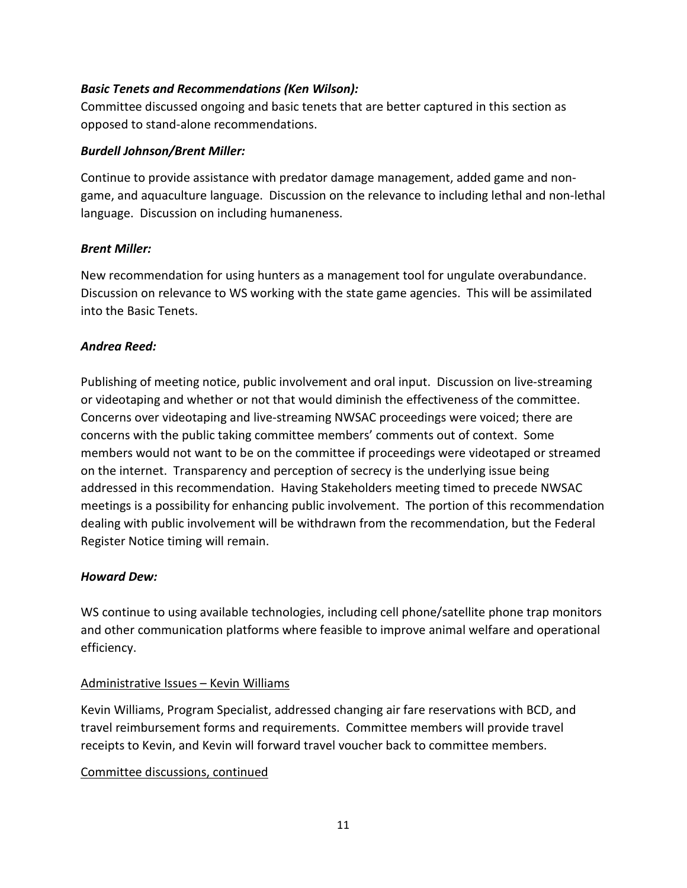***Basic Tenets and Recommendations (Ken Wilson):***

Committee discussed ongoing and basic tenets that are better captured in this section as opposed to stand-alone recommendations.

***Burdell Johnson/Brent Miller:***

Continue to provide assistance with predator damage management, added game and non-game, and aquaculture language. Discussion on the relevance to including lethal and non-lethal language. Discussion on including humaneness.

***Brent Miller:***

New recommendation for using hunters as a management tool for ungulate overabundance. Discussion on relevance to WS working with the state game agencies. This will be assimilated into the Basic Tenets.

***Andrea Reed:***

Publishing of meeting notice, public involvement and oral input. Discussion on live-streaming or videotaping and whether or not that would diminish the effectiveness of the committee. Concerns over videotaping and live-streaming NWSAC proceedings were voiced; there are concerns with the public taking committee members' comments out of context. Some members would not want to be on the committee if proceedings were videotaped or streamed on the internet. Transparency and perception of secrecy is the underlying issue being addressed in this recommendation. Having Stakeholders meeting timed to precede NWSAC meetings is a possibility for enhancing public involvement. The portion of this recommendation dealing with public involvement will be withdrawn from the recommendation, but the Federal Register Notice timing will remain.

***Howard Dew:***

WS continue to using available technologies, including cell phone/satellite phone trap monitors and other communication platforms where feasible to improve animal welfare and operational efficiency.

<u>Administrative Issues – Kevin Williams</u>

Kevin Williams, Program Specialist, addressed changing air fare reservations with BCD, and travel reimbursement forms and requirements. Committee members will provide travel receipts to Kevin, and Kevin will forward travel voucher back to committee members.

<u>Committee discussions, continued</u>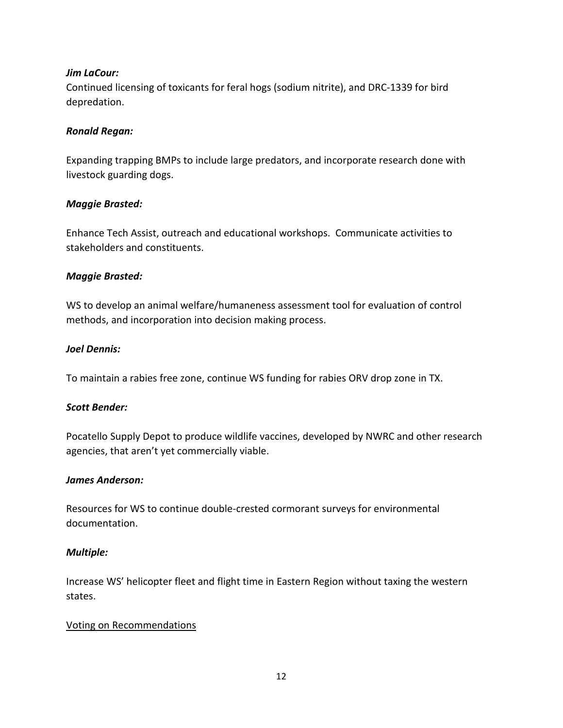***Jim LaCour:***
Continued licensing of toxicants for feral hogs (sodium nitrite), and DRC-1339 for bird depredation.

***Ronald Regan:***

Expanding trapping BMPs to include large predators, and incorporate research done with livestock guarding dogs.

***Maggie Brasted:***

Enhance Tech Assist, outreach and educational workshops. Communicate activities to stakeholders and constituents.

***Maggie Brasted:***

WS to develop an animal welfare/humaneness assessment tool for evaluation of control methods, and incorporation into decision making process.

***Joel Dennis:***

To maintain a rabies free zone, continue WS funding for rabies ORV drop zone in TX.

***Scott Bender:***

Pocatello Supply Depot to produce wildlife vaccines, developed by NWRC and other research agencies, that aren't yet commercially viable.

***James Anderson:***

Resources for WS to continue double-crested cormorant surveys for environmental documentation.

***Multiple:***

Increase WS' helicopter fleet and flight time in Eastern Region without taxing the western states.

<u>Voting on Recommendations</u>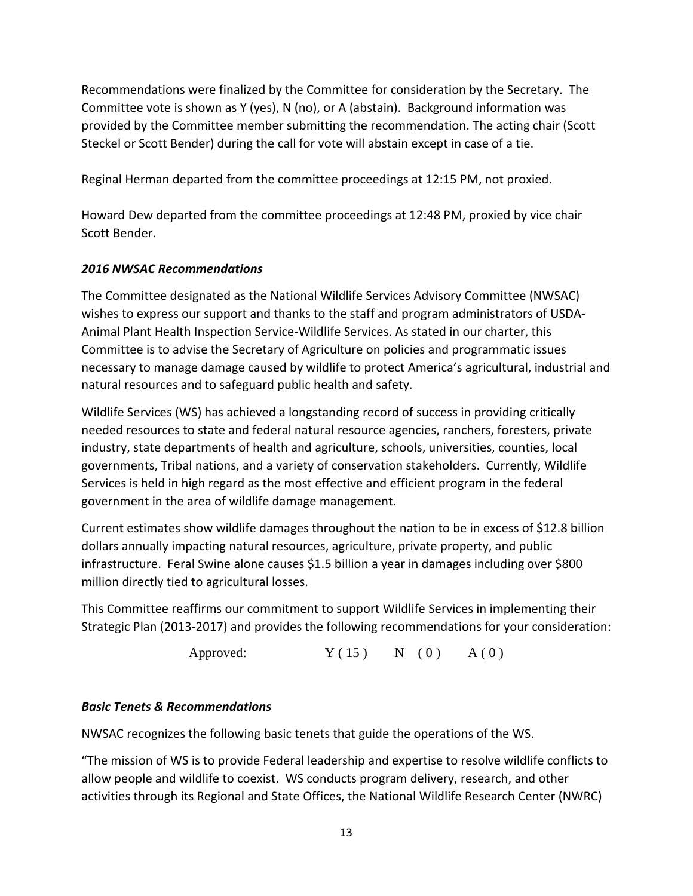Recommendations were finalized by the Committee for consideration by the Secretary. The Committee vote is shown as Y (yes), N (no), or A (abstain). Background information was provided by the Committee member submitting the recommendation. The acting chair (Scott Steckel or Scott Bender) during the call for vote will abstain except in case of a tie.

Reginal Herman departed from the committee proceedings at 12:15 PM, not proxied.

Howard Dew departed from the committee proceedings at 12:48 PM, proxied by vice chair Scott Bender.

***2016 NWSAC Recommendations***

The Committee designated as the National Wildlife Services Advisory Committee (NWSAC) wishes to express our support and thanks to the staff and program administrators of USDA-Animal Plant Health Inspection Service-Wildlife Services. As stated in our charter, this Committee is to advise the Secretary of Agriculture on policies and programmatic issues necessary to manage damage caused by wildlife to protect America's agricultural, industrial and natural resources and to safeguard public health and safety.

Wildlife Services (WS) has achieved a longstanding record of success in providing critically needed resources to state and federal natural resource agencies, ranchers, foresters, private industry, state departments of health and agriculture, schools, universities, counties, local governments, Tribal nations, and a variety of conservation stakeholders. Currently, Wildlife Services is held in high regard as the most effective and efficient program in the federal government in the area of wildlife damage management.

Current estimates show wildlife damages throughout the nation to be in excess of $12.8 billion dollars annually impacting natural resources, agriculture, private property, and public infrastructure. Feral Swine alone causes $1.5 billion a year in damages including over $800 million directly tied to agricultural losses.

This Committee reaffirms our commitment to support Wildlife Services in implementing their Strategic Plan (2013-2017) and provides the following recommendations for your consideration:

Approved: Y ( 15 ) N ( 0 ) A ( 0 )

***Basic Tenets & Recommendations***

NWSAC recognizes the following basic tenets that guide the operations of the WS.

"The mission of WS is to provide Federal leadership and expertise to resolve wildlife conflicts to allow people and wildlife to coexist. WS conducts program delivery, research, and other activities through its Regional and State Offices, the National Wildlife Research Center (NWRC)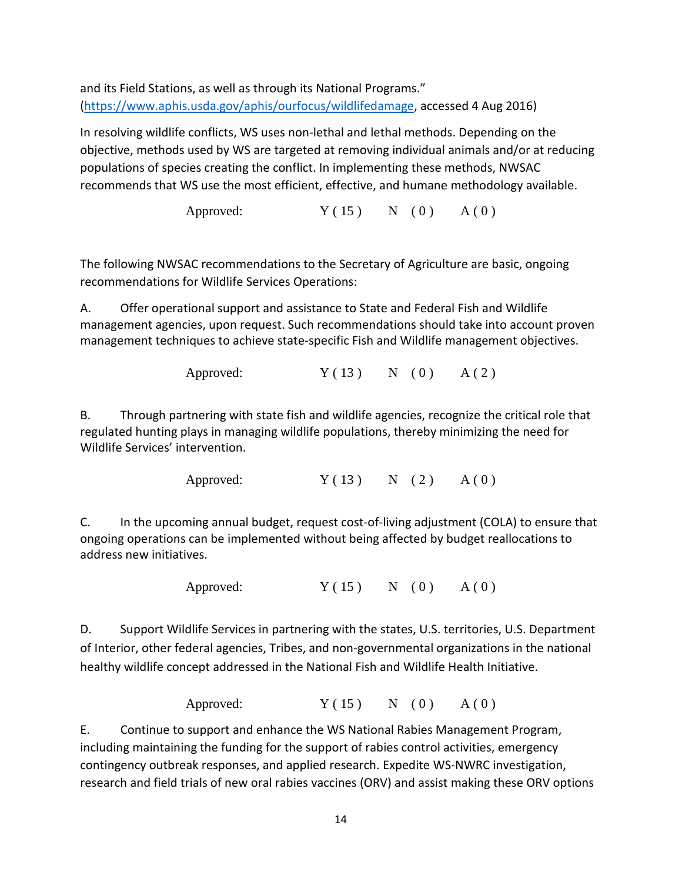and its Field Stations, as well as through its National Programs."
(https://www.aphis.usda.gov/aphis/ourfocus/wildlifedamage, accessed 4 Aug 2016)

In resolving wildlife conflicts, WS uses non-lethal and lethal methods. Depending on the objective, methods used by WS are targeted at removing individual animals and/or at reducing populations of species creating the conflict. In implementing these methods, NWSAC recommends that WS use the most efficient, effective, and humane methodology available.

Approved: Y ( 15 ) N ( 0 ) A ( 0 )

The following NWSAC recommendations to the Secretary of Agriculture are basic, ongoing recommendations for Wildlife Services Operations:

A. Offer operational support and assistance to State and Federal Fish and Wildlife management agencies, upon request. Such recommendations should take into account proven management techniques to achieve state-specific Fish and Wildlife management objectives.

Approved: Y ( 13 ) N ( 0 ) A ( 2 )

B. Through partnering with state fish and wildlife agencies, recognize the critical role that regulated hunting plays in managing wildlife populations, thereby minimizing the need for Wildlife Services' intervention.

Approved: Y ( 13 ) N ( 2 ) A ( 0 )

C. In the upcoming annual budget, request cost-of-living adjustment (COLA) to ensure that ongoing operations can be implemented without being affected by budget reallocations to address new initiatives.

Approved: Y ( 15 ) N ( 0 ) A ( 0 )

D. Support Wildlife Services in partnering with the states, U.S. territories, U.S. Department of Interior, other federal agencies, Tribes, and non-governmental organizations in the national healthy wildlife concept addressed in the National Fish and Wildlife Health Initiative.

Approved: Y ( 15 ) N ( 0 ) A ( 0 )

E. Continue to support and enhance the WS National Rabies Management Program, including maintaining the funding for the support of rabies control activities, emergency contingency outbreak responses, and applied research. Expedite WS-NWRC investigation, research and field trials of new oral rabies vaccines (ORV) and assist making these ORV options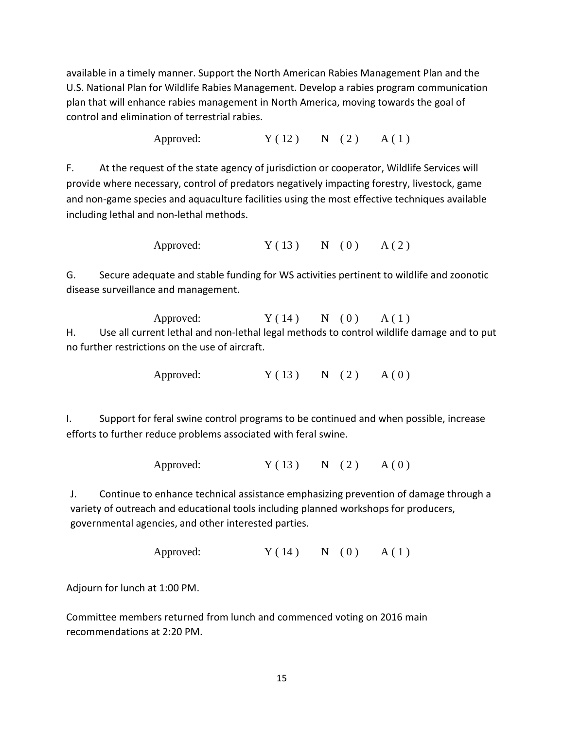available in a timely manner. Support the North American Rabies Management Plan and the U.S. National Plan for Wildlife Rabies Management. Develop a rabies program communication plan that will enhance rabies management in North America, moving towards the goal of control and elimination of terrestrial rabies.

Approved: Y ( 12 ) N ( 2 ) A ( 1 )

F. At the request of the state agency of jurisdiction or cooperator, Wildlife Services will provide where necessary, control of predators negatively impacting forestry, livestock, game and non-game species and aquaculture facilities using the most effective techniques available including lethal and non-lethal methods.

Approved: Y ( 13 ) N ( 0 ) A ( 2 )

G. Secure adequate and stable funding for WS activities pertinent to wildlife and zoonotic disease surveillance and management.

Approved: Y ( 14 ) N ( 0 ) A ( 1 )

H. Use all current lethal and non-lethal legal methods to control wildlife damage and to put no further restrictions on the use of aircraft.

Approved: Y ( 13 ) N ( 2 ) A ( 0 )

I. Support for feral swine control programs to be continued and when possible, increase efforts to further reduce problems associated with feral swine.

Approved: Y ( 13 ) N ( 2 ) A ( 0 )

J. Continue to enhance technical assistance emphasizing prevention of damage through a variety of outreach and educational tools including planned workshops for producers, governmental agencies, and other interested parties.

Approved: Y ( 14 ) N ( 0 ) A ( 1 )

Adjourn for lunch at 1:00 PM.

Committee members returned from lunch and commenced voting on 2016 main recommendations at 2:20 PM.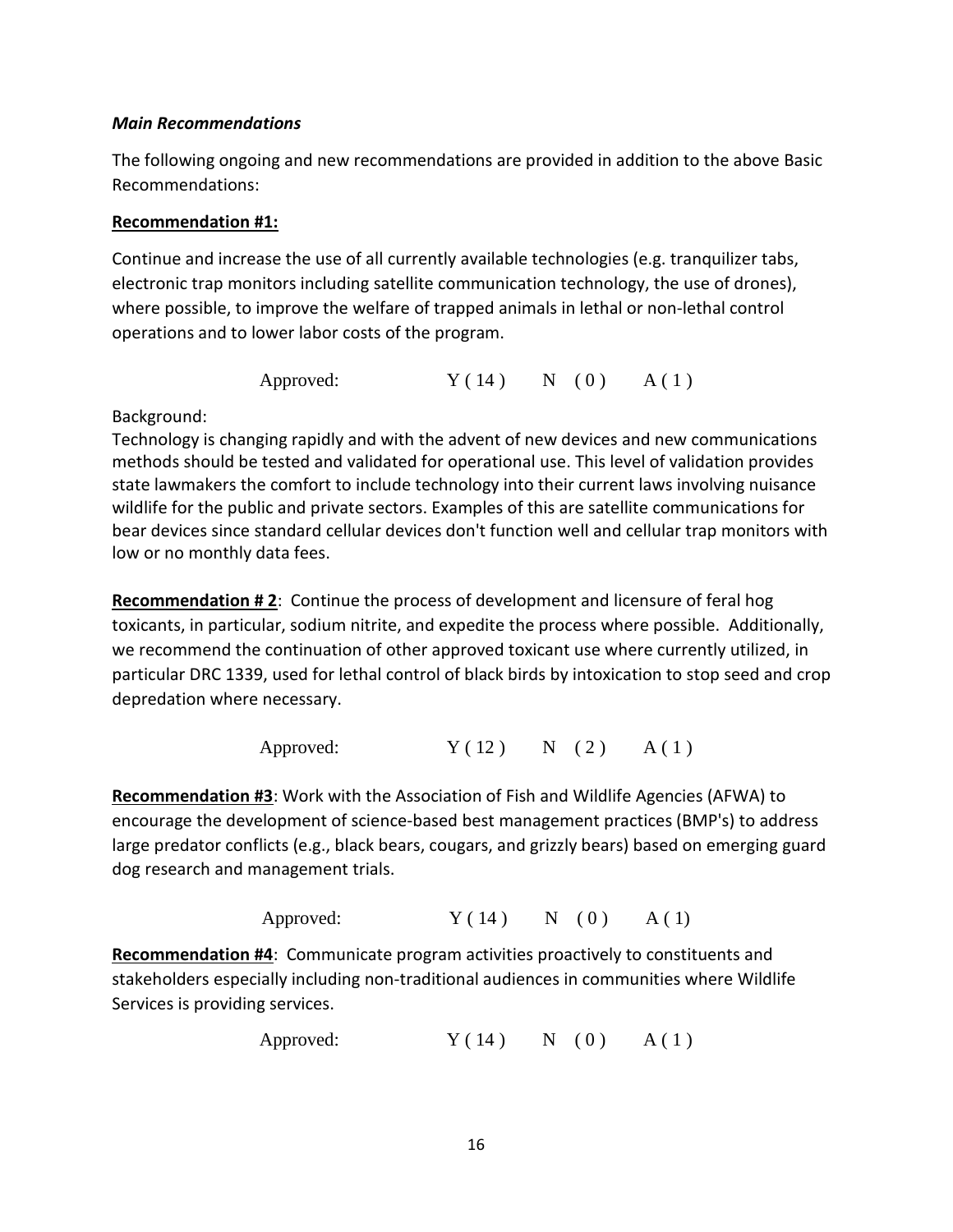### *Main Recommendations*

The following ongoing and new recommendations are provided in addition to the above Basic Recommendations:

**Recommendation #1:**

Continue and increase the use of all currently available technologies (e.g. tranquilizer tabs, electronic trap monitors including satellite communication technology, the use of drones), where possible, to improve the welfare of trapped animals in lethal or non-lethal control operations and to lower labor costs of the program.

Approved: Y ( 14 ) N ( 0 ) A ( 1 )

Background:
Technology is changing rapidly and with the advent of new devices and new communications methods should be tested and validated for operational use. This level of validation provides state lawmakers the comfort to include technology into their current laws involving nuisance wildlife for the public and private sectors. Examples of this are satellite communications for bear devices since standard cellular devices don't function well and cellular trap monitors with low or no monthly data fees.

**Recommendation # 2**: Continue the process of development and licensure of feral hog toxicants, in particular, sodium nitrite, and expedite the process where possible. Additionally, we recommend the continuation of other approved toxicant use where currently utilized, in particular DRC 1339, used for lethal control of black birds by intoxication to stop seed and crop depredation where necessary.

Approved: Y ( 12 ) N ( 2 ) A ( 1 )

**Recommendation #3**: Work with the Association of Fish and Wildlife Agencies (AFWA) to encourage the development of science-based best management practices (BMP's) to address large predator conflicts (e.g., black bears, cougars, and grizzly bears) based on emerging guard dog research and management trials.

Approved: Y ( 14 ) N ( 0 ) A ( 1)

**Recommendation #4**: Communicate program activities proactively to constituents and stakeholders especially including non-traditional audiences in communities where Wildlife Services is providing services.

Approved: Y ( 14 ) N ( 0 ) A ( 1 )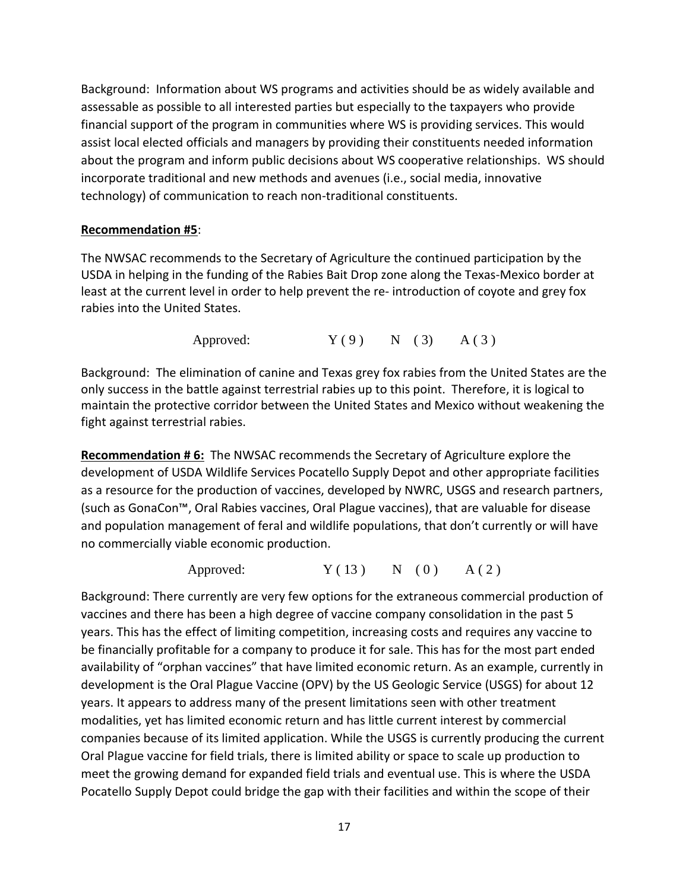Background: Information about WS programs and activities should be as widely available and assessable as possible to all interested parties but especially to the taxpayers who provide financial support of the program in communities where WS is providing services. This would assist local elected officials and managers by providing their constituents needed information about the program and inform public decisions about WS cooperative relationships. WS should incorporate traditional and new methods and avenues (i.e., social media, innovative technology) of communication to reach non-traditional constituents.

**Recommendation #5**:

The NWSAC recommends to the Secretary of Agriculture the continued participation by the USDA in helping in the funding of the Rabies Bait Drop zone along the Texas-Mexico border at least at the current level in order to help prevent the re- introduction of coyote and grey fox rabies into the United States.

Approved: Y ( 9 ) N ( 3) A ( 3 )

Background: The elimination of canine and Texas grey fox rabies from the United States are the only success in the battle against terrestrial rabies up to this point. Therefore, it is logical to maintain the protective corridor between the United States and Mexico without weakening the fight against terrestrial rabies.

**Recommendation # 6:** The NWSAC recommends the Secretary of Agriculture explore the development of USDA Wildlife Services Pocatello Supply Depot and other appropriate facilities as a resource for the production of vaccines, developed by NWRC, USGS and research partners, (such as GonaCon™, Oral Rabies vaccines, Oral Plague vaccines), that are valuable for disease and population management of feral and wildlife populations, that don't currently or will have no commercially viable economic production.

Approved: Y ( 13 ) N ( 0 ) A ( 2 )

Background: There currently are very few options for the extraneous commercial production of vaccines and there has been a high degree of vaccine company consolidation in the past 5 years. This has the effect of limiting competition, increasing costs and requires any vaccine to be financially profitable for a company to produce it for sale. This has for the most part ended availability of "orphan vaccines" that have limited economic return. As an example, currently in development is the Oral Plague Vaccine (OPV) by the US Geologic Service (USGS) for about 12 years. It appears to address many of the present limitations seen with other treatment modalities, yet has limited economic return and has little current interest by commercial companies because of its limited application. While the USGS is currently producing the current Oral Plague vaccine for field trials, there is limited ability or space to scale up production to meet the growing demand for expanded field trials and eventual use. This is where the USDA Pocatello Supply Depot could bridge the gap with their facilities and within the scope of their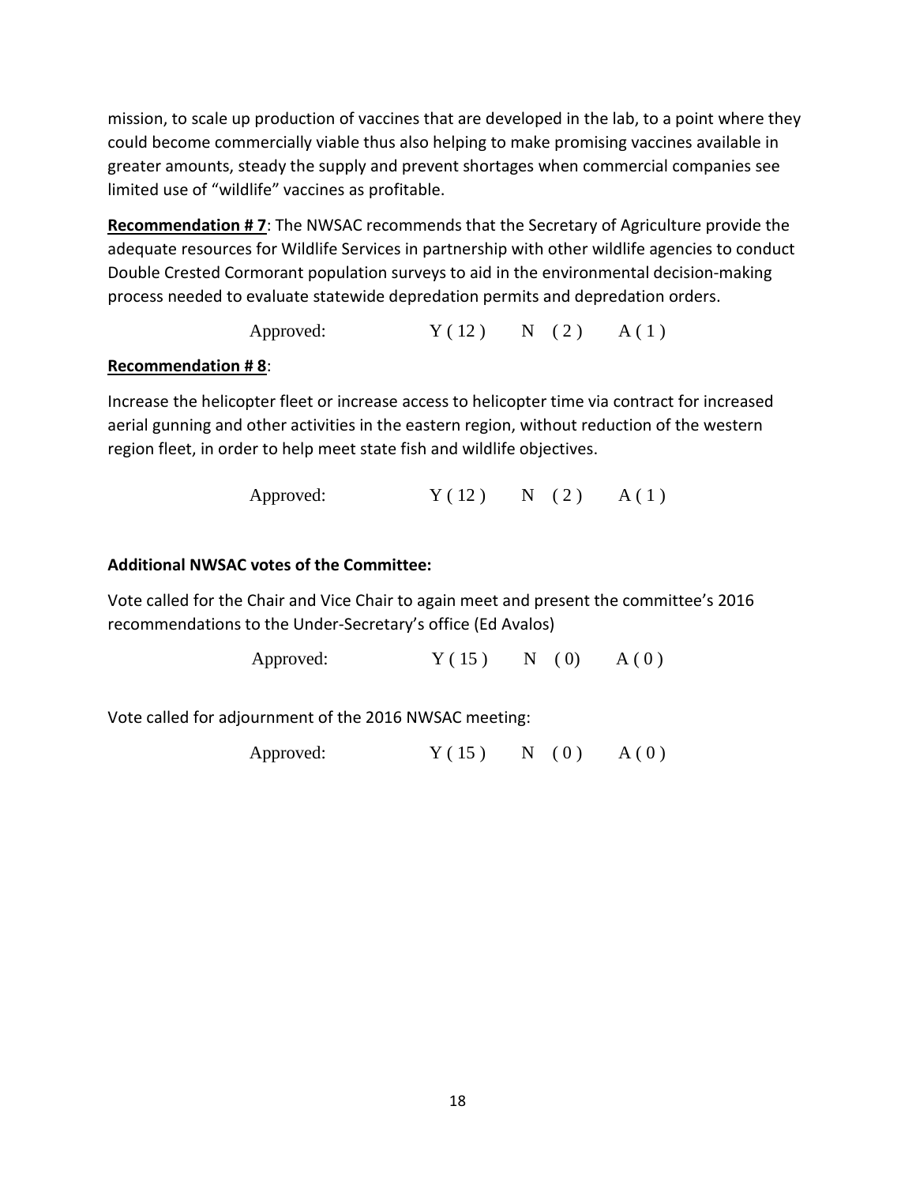mission, to scale up production of vaccines that are developed in the lab, to a point where they could become commercially viable thus also helping to make promising vaccines available in greater amounts, steady the supply and prevent shortages when commercial companies see limited use of "wildlife" vaccines as profitable.

**Recommendation # 7**: The NWSAC recommends that the Secretary of Agriculture provide the adequate resources for Wildlife Services in partnership with other wildlife agencies to conduct Double Crested Cormorant population surveys to aid in the environmental decision-making process needed to evaluate statewide depredation permits and depredation orders.

Approved: Y ( 12 ) N ( 2 ) A ( 1 )

**Recommendation # 8**:

Increase the helicopter fleet or increase access to helicopter time via contract for increased aerial gunning and other activities in the eastern region, without reduction of the western region fleet, in order to help meet state fish and wildlife objectives.

Approved: Y ( 12 ) N ( 2 ) A ( 1 )

**Additional NWSAC votes of the Committee:**

Vote called for the Chair and Vice Chair to again meet and present the committee's 2016 recommendations to the Under-Secretary's office (Ed Avalos)

Approved: Y ( 15 ) N ( 0) A ( 0 )

Vote called for adjournment of the 2016 NWSAC meeting:

Approved: Y ( 15 ) N ( 0 ) A ( 0 )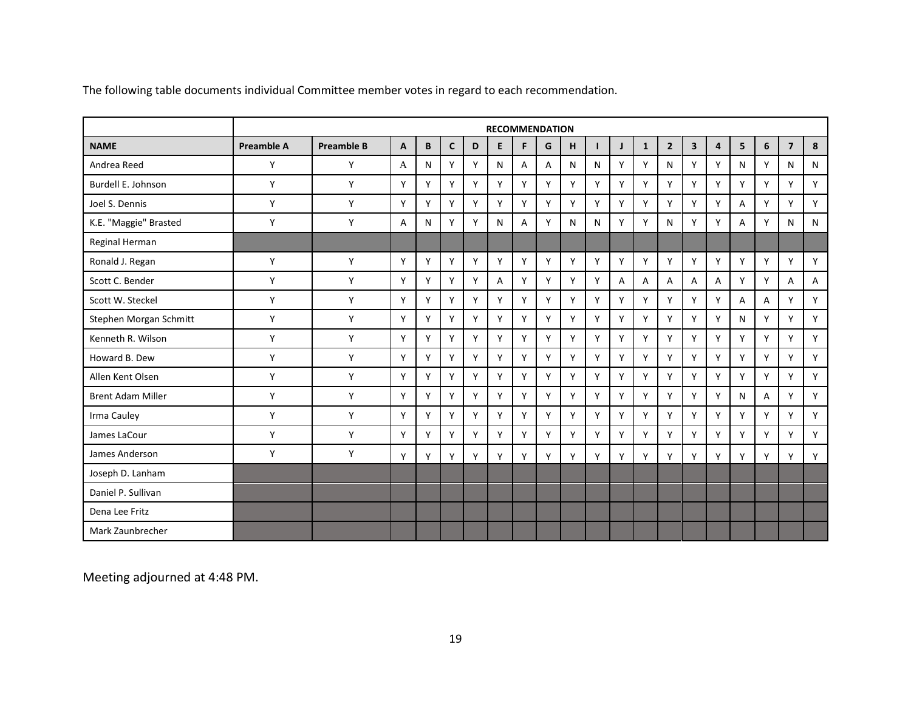The following table documents individual Committee member votes in regard to each recommendation.

| | RECOMMENDATION | | | | | | | | | | | | | | | | | | | | |
|---|---|---|---|---|---|---|---|---|---|---|---|---|---|---|---|---|---|---|---|---|---|
| **NAME** | **Preamble A** | **Preamble B** | **A** | **B** | **C** | **D** | **E** | **F** | **G** | **H** | **I** | **J** | **1** | **2** | **3** | **4** | **5** | **6** | **7** | **8** |
| Andrea Reed | Y | Y | A | N | Y | Y | N | A | A | N | N | Y | Y | N | Y | Y | N | Y | N | N |
| Burdell E. Johnson | Y | Y | Y | Y | Y | Y | Y | Y | Y | Y | Y | Y | Y | Y | Y | Y | Y | Y | Y | Y |
| Joel S. Dennis | Y | Y | Y | Y | Y | Y | Y | Y | Y | Y | Y | Y | Y | Y | Y | Y | A | Y | Y | Y |
| K.E. "Maggie" Brasted | Y | Y | A | N | Y | Y | N | A | Y | N | N | Y | Y | N | Y | Y | A | Y | N | N |
| Reginal Herman | | | | | | | | | | | | | | | | | | | | |
| Ronald J. Regan | Y | Y | Y | Y | Y | Y | Y | Y | Y | Y | Y | Y | Y | Y | Y | Y | Y | Y | Y | Y |
| Scott C. Bender | Y | Y | Y | Y | Y | Y | A | Y | Y | Y | Y | A | A | A | A | A | Y | Y | A | A |
| Scott W. Steckel | Y | Y | Y | Y | Y | Y | Y | Y | Y | Y | Y | Y | Y | Y | Y | Y | A | A | Y | Y |
| Stephen Morgan Schmitt | Y | Y | Y | Y | Y | Y | Y | Y | Y | Y | Y | Y | Y | Y | Y | Y | N | Y | Y | Y |
| Kenneth R. Wilson | Y | Y | Y | Y | Y | Y | Y | Y | Y | Y | Y | Y | Y | Y | Y | Y | Y | Y | Y | Y |
| Howard B. Dew | Y | Y | Y | Y | Y | Y | Y | Y | Y | Y | Y | Y | Y | Y | Y | Y | Y | Y | Y | Y |
| Allen Kent Olsen | Y | Y | Y | Y | Y | Y | Y | Y | Y | Y | Y | Y | Y | Y | Y | Y | Y | Y | Y | Y |
| Brent Adam Miller | Y | Y | Y | Y | Y | Y | Y | Y | Y | Y | Y | Y | Y | Y | Y | Y | N | A | Y | Y |
| Irma Cauley | Y | Y | Y | Y | Y | Y | Y | Y | Y | Y | Y | Y | Y | Y | Y | Y | Y | Y | Y | Y |
| James LaCour | Y | Y | Y | Y | Y | Y | Y | Y | Y | Y | Y | Y | Y | Y | Y | Y | Y | Y | Y | Y |
| James Anderson | Y | Y | Y | Y | Y | Y | Y | Y | Y | Y | Y | Y | Y | Y | Y | Y | Y | Y | Y | Y |
| Joseph D. Lanham | | | | | | | | | | | | | | | | | | | | |
| Daniel P. Sullivan | | | | | | | | | | | | | | | | | | | | |
| Dena Lee Fritz | | | | | | | | | | | | | | | | | | | | |
| Mark Zaunbrecher | | | | | | | | | | | | | | | | | | | | |

Meeting adjourned at 4:48 PM.